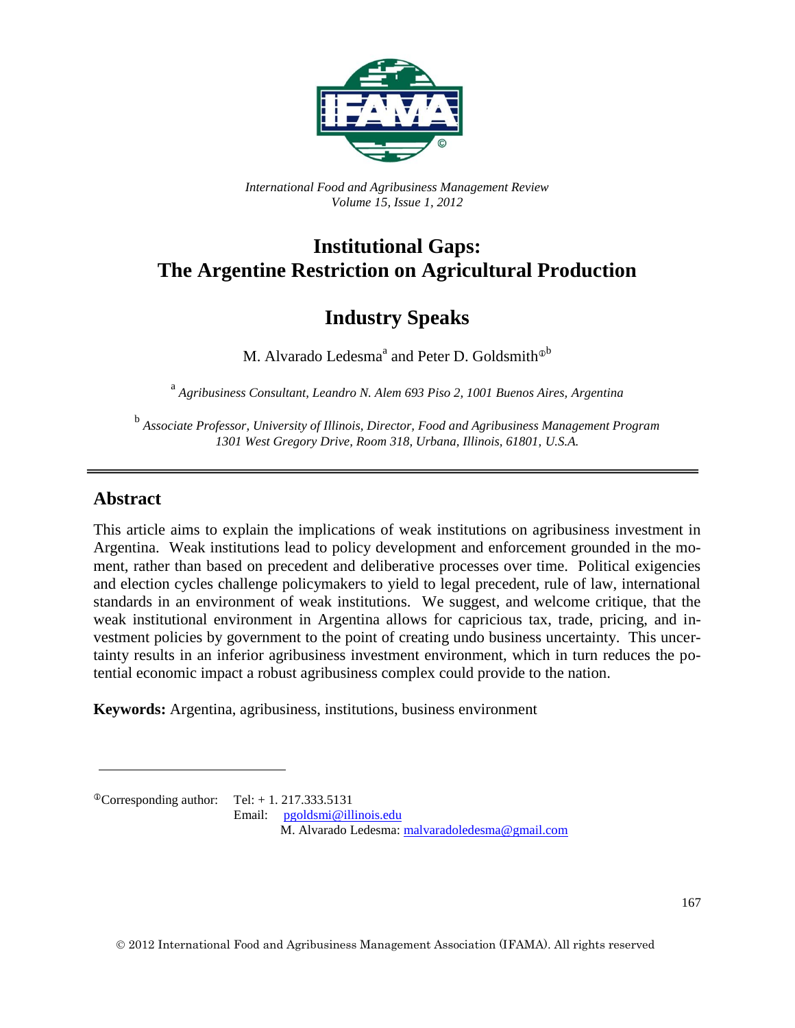*International Food and Agribusiness Management Review*
*Volume 15, Issue 1, 2012*

# Institutional Gaps: The Argentine Restriction on Agricultural Production

## Industry Speaks

M. Alvarado Ledesma[a] and Peter D. Goldsmith[①b]

[a] *Agribusiness Consultant, Leandro N. Alem 693 Piso 2, 1001 Buenos Aires, Argentina*

[b] *Associate Professor, University of Illinois, Director, Food and Agribusiness Management Program 1301 West Gregory Drive, Room 318, Urbana, Illinois, 61801, U.S.A.*

---

## Abstract

This article aims to explain the implications of weak institutions on agribusiness investment in Argentina. Weak institutions lead to policy development and enforcement grounded in the moment, rather than based on precedent and deliberative processes over time. Political exigencies and election cycles challenge policymakers to yield to legal precedent, rule of law, international standards in an environment of weak institutions. We suggest, and welcome critique, that the weak institutional environment in Argentina allows for capricious tax, trade, pricing, and investment policies by government to the point of creating undo business uncertainty. This uncertainty results in an inferior agribusiness investment environment, which in turn reduces the potential economic impact a robust agribusiness complex could provide to the nation.

**Keywords:** Argentina, agribusiness, institutions, business environment

---

[①]Corresponding author: Tel: + 1. 217.333.5131
Email: pgoldsmi@illinois.edu
M. Alvarado Ledesma: malvaradoledesma@gmail.com

© 2012 International Food and Agribusiness Management Association (IFAMA). All rights reserved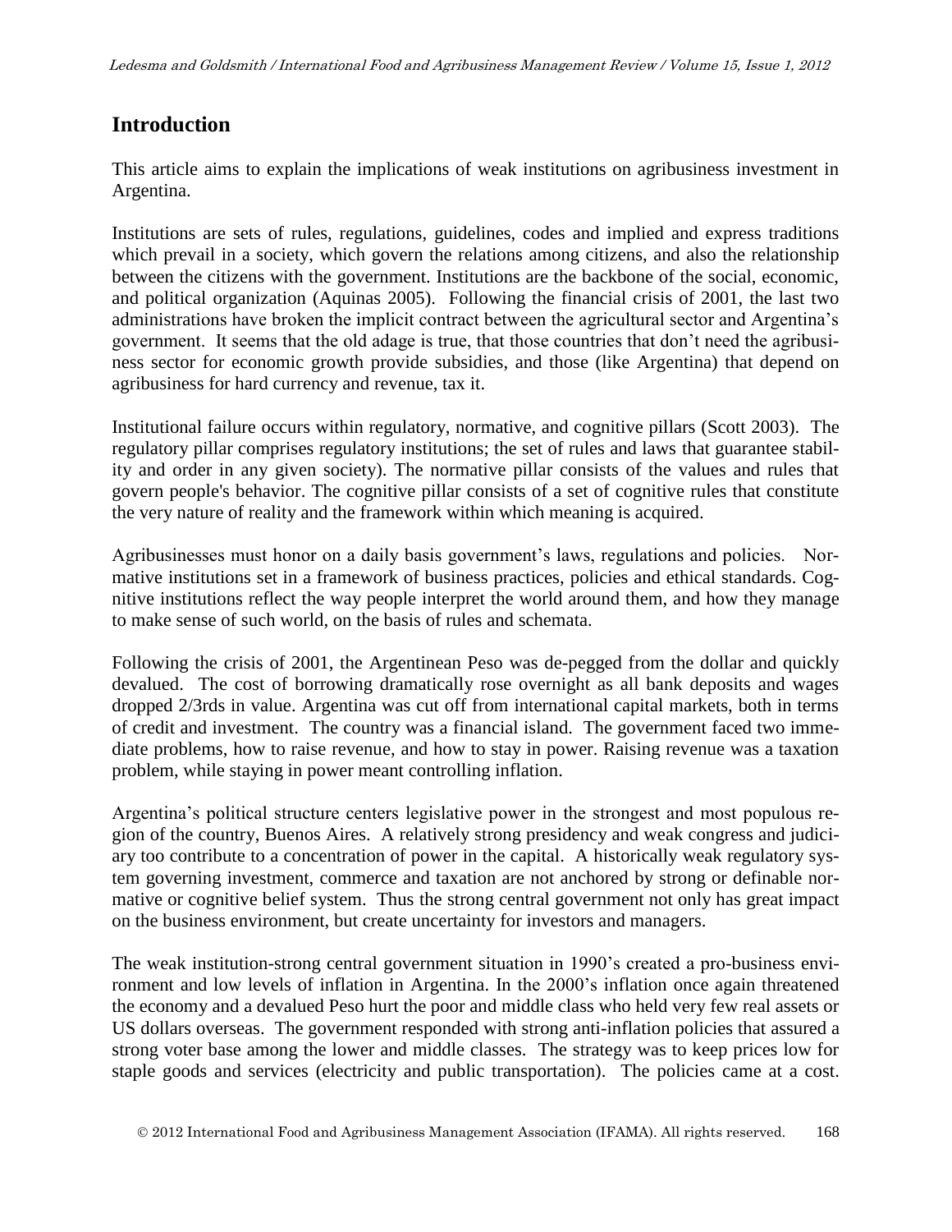## Introduction

This article aims to explain the implications of weak institutions on agribusiness investment in Argentina.

Institutions are sets of rules, regulations, guidelines, codes and implied and express traditions which prevail in a society, which govern the relations among citizens, and also the relationship between the citizens with the government. Institutions are the backbone of the social, economic, and political organization (Aquinas 2005). Following the financial crisis of 2001, the last two administrations have broken the implicit contract between the agricultural sector and Argentina's government. It seems that the old adage is true, that those countries that don't need the agribusiness sector for economic growth provide subsidies, and those (like Argentina) that depend on agribusiness for hard currency and revenue, tax it.

Institutional failure occurs within regulatory, normative, and cognitive pillars (Scott 2003). The regulatory pillar comprises regulatory institutions; the set of rules and laws that guarantee stability and order in any given society). The normative pillar consists of the values and rules that govern people's behavior. The cognitive pillar consists of a set of cognitive rules that constitute the very nature of reality and the framework within which meaning is acquired.

Agribusinesses must honor on a daily basis government's laws, regulations and policies. Normative institutions set in a framework of business practices, policies and ethical standards. Cognitive institutions reflect the way people interpret the world around them, and how they manage to make sense of such world, on the basis of rules and schemata.

Following the crisis of 2001, the Argentinean Peso was de-pegged from the dollar and quickly devalued. The cost of borrowing dramatically rose overnight as all bank deposits and wages dropped 2/3rds in value. Argentina was cut off from international capital markets, both in terms of credit and investment. The country was a financial island. The government faced two immediate problems, how to raise revenue, and how to stay in power. Raising revenue was a taxation problem, while staying in power meant controlling inflation.

Argentina's political structure centers legislative power in the strongest and most populous region of the country, Buenos Aires. A relatively strong presidency and weak congress and judiciary too contribute to a concentration of power in the capital. A historically weak regulatory system governing investment, commerce and taxation are not anchored by strong or definable normative or cognitive belief system. Thus the strong central government not only has great impact on the business environment, but create uncertainty for investors and managers.

The weak institution-strong central government situation in 1990's created a pro-business environment and low levels of inflation in Argentina. In the 2000's inflation once again threatened the economy and a devalued Peso hurt the poor and middle class who held very few real assets or US dollars overseas. The government responded with strong anti-inflation policies that assured a strong voter base among the lower and middle classes. The strategy was to keep prices low for staple goods and services (electricity and public transportation). The policies came at a cost.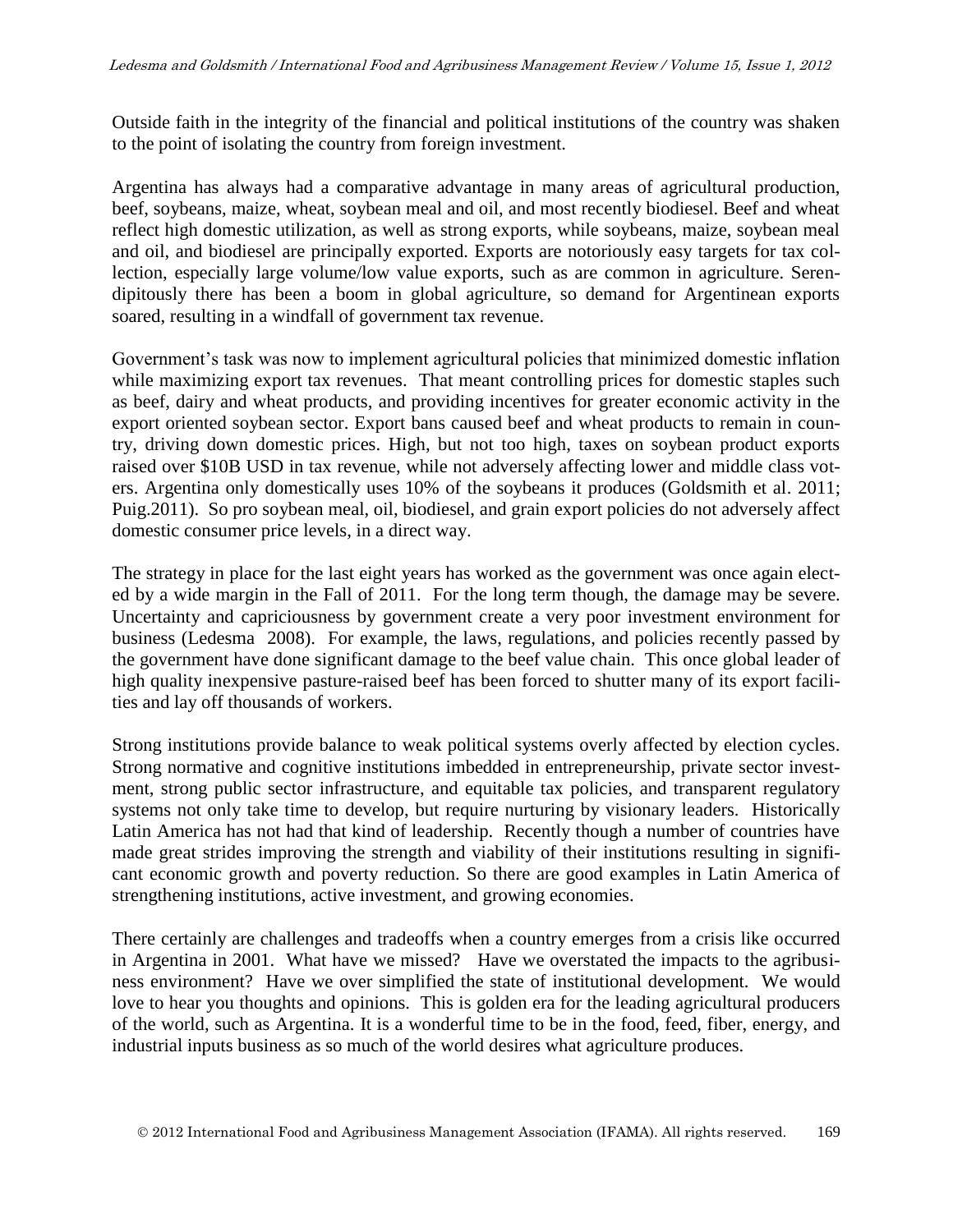Outside faith in the integrity of the financial and political institutions of the country was shaken to the point of isolating the country from foreign investment.

Argentina has always had a comparative advantage in many areas of agricultural production, beef, soybeans, maize, wheat, soybean meal and oil, and most recently biodiesel. Beef and wheat reflect high domestic utilization, as well as strong exports, while soybeans, maize, soybean meal and oil, and biodiesel are principally exported. Exports are notoriously easy targets for tax collection, especially large volume/low value exports, such as are common in agriculture. Serendipitously there has been a boom in global agriculture, so demand for Argentinean exports soared, resulting in a windfall of government tax revenue.

Government's task was now to implement agricultural policies that minimized domestic inflation while maximizing export tax revenues. That meant controlling prices for domestic staples such as beef, dairy and wheat products, and providing incentives for greater economic activity in the export oriented soybean sector. Export bans caused beef and wheat products to remain in country, driving down domestic prices. High, but not too high, taxes on soybean product exports raised over $10B USD in tax revenue, while not adversely affecting lower and middle class voters. Argentina only domestically uses 10% of the soybeans it produces (Goldsmith et al. 2011; Puig.2011). So pro soybean meal, oil, biodiesel, and grain export policies do not adversely affect domestic consumer price levels, in a direct way.

The strategy in place for the last eight years has worked as the government was once again elected by a wide margin in the Fall of 2011. For the long term though, the damage may be severe. Uncertainty and capriciousness by government create a very poor investment environment for business (Ledesma 2008). For example, the laws, regulations, and policies recently passed by the government have done significant damage to the beef value chain. This once global leader of high quality inexpensive pasture-raised beef has been forced to shutter many of its export facilities and lay off thousands of workers.

Strong institutions provide balance to weak political systems overly affected by election cycles. Strong normative and cognitive institutions imbedded in entrepreneurship, private sector investment, strong public sector infrastructure, and equitable tax policies, and transparent regulatory systems not only take time to develop, but require nurturing by visionary leaders. Historically Latin America has not had that kind of leadership. Recently though a number of countries have made great strides improving the strength and viability of their institutions resulting in significant economic growth and poverty reduction. So there are good examples in Latin America of strengthening institutions, active investment, and growing economies.

There certainly are challenges and tradeoffs when a country emerges from a crisis like occurred in Argentina in 2001. What have we missed? Have we overstated the impacts to the agribusiness environment? Have we over simplified the state of institutional development. We would love to hear you thoughts and opinions. This is golden era for the leading agricultural producers of the world, such as Argentina. It is a wonderful time to be in the food, feed, fiber, energy, and industrial inputs business as so much of the world desires what agriculture produces.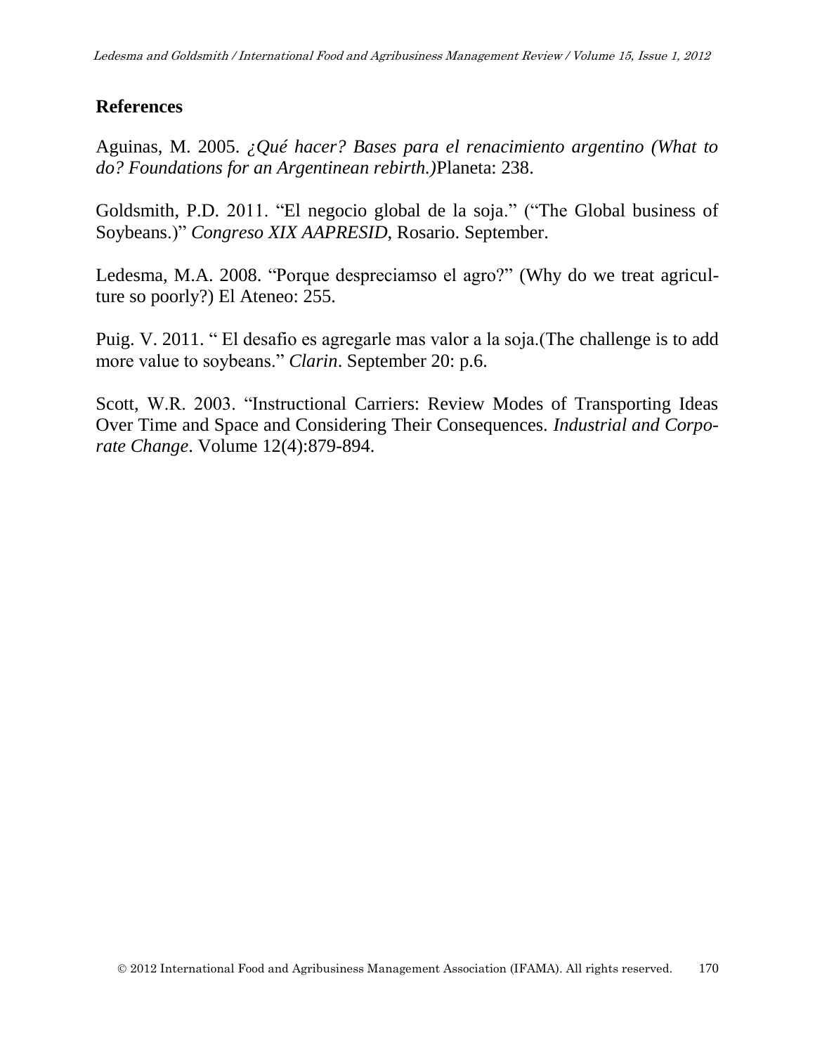## References

Aguinas, M. 2005. *¿Qué hacer? Bases para el renacimiento argentino (What to do? Foundations for an Argentinean rebirth.)*Planeta: 238.

Goldsmith, P.D. 2011. "El negocio global de la soja." ("The Global business of Soybeans.)" *Congreso XIX AAPRESID*, Rosario. September.

Ledesma, M.A. 2008. "Porque despreciamso el agro?" (Why do we treat agriculture so poorly?) El Ateneo: 255.

Puig. V. 2011. " El desafio es agregarle mas valor a la soja.(The challenge is to add more value to soybeans." *Clarin*. September 20: p.6.

Scott, W.R. 2003. "Instructional Carriers: Review Modes of Transporting Ideas Over Time and Space and Considering Their Consequences. *Industrial and Corporate Change*. Volume 12(4):879-894.